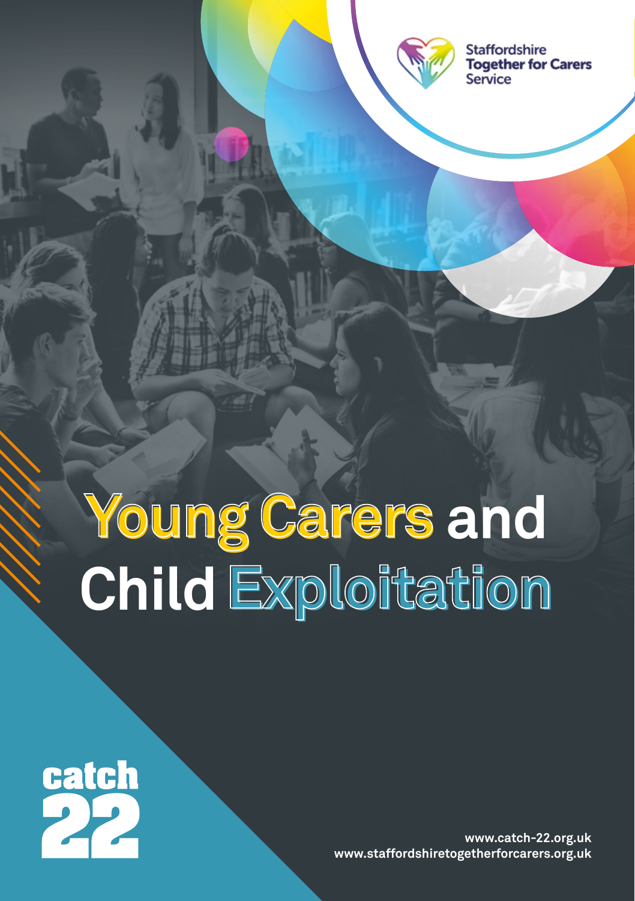Staffordshire
Together for Carers
Service

# Young Carers and Child Exploitation

catch 22

www.catch-22.org.uk
www.staffordshiretogetherforcarers.org.uk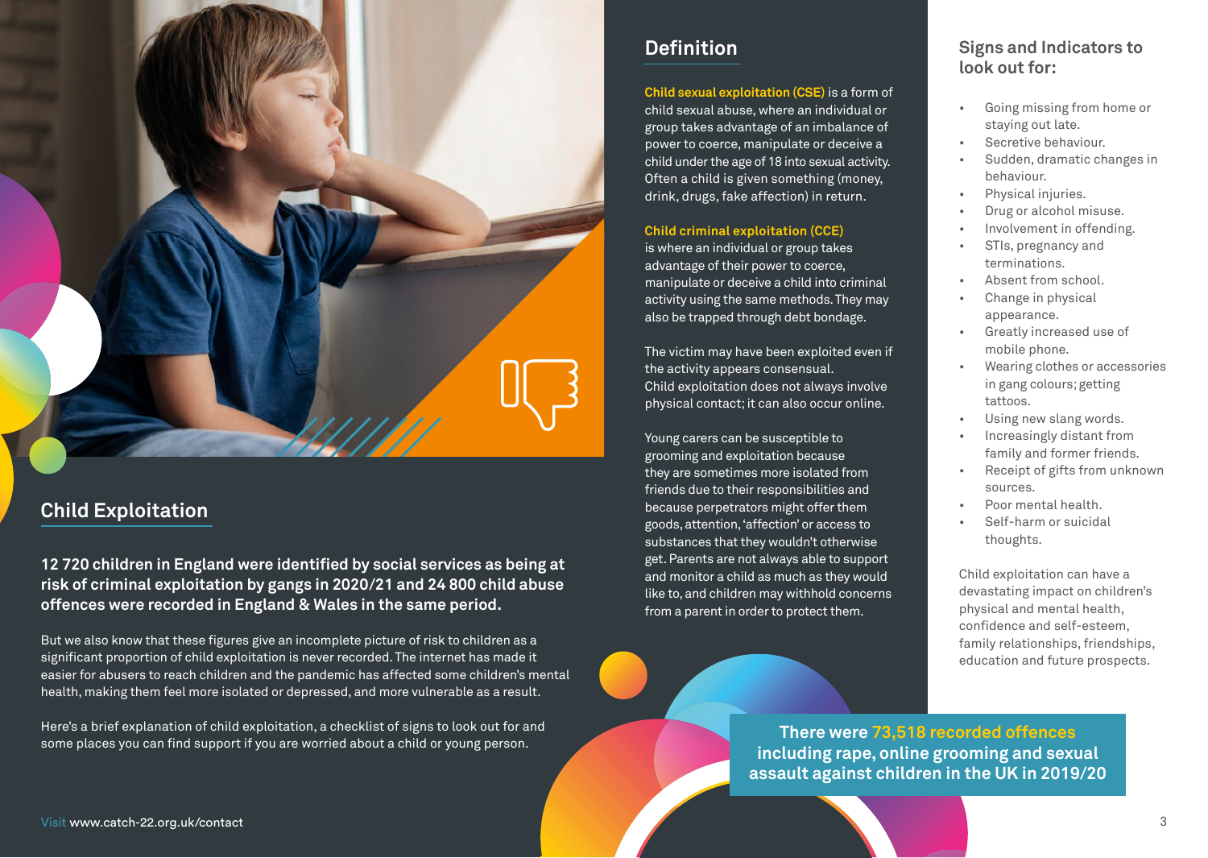## Child Exploitation

**12 720 children in England were identified by social services as being at risk of criminal exploitation by gangs in 2020/21 and 24 800 child abuse offences were recorded in England & Wales in the same period.**

But we also know that these figures give an incomplete picture of risk to children as a significant proportion of child exploitation is never recorded. The internet has made it easier for abusers to reach children and the pandemic has affected some children's mental health, making them feel more isolated or depressed, and more vulnerable as a result.

Here's a brief explanation of child exploitation, a checklist of signs to look out for and some places you can find support if you are worried about a child or young person.

## Definition

**Child sexual exploitation (CSE)** is a form of child sexual abuse, where an individual or group takes advantage of an imbalance of power to coerce, manipulate or deceive a child under the age of 18 into sexual activity. Often a child is given something (money, drink, drugs, fake affection) in return.

**Child criminal exploitation (CCE)** is where an individual or group takes advantage of their power to coerce, manipulate or deceive a child into criminal activity using the same methods. They may also be trapped through debt bondage.

The victim may have been exploited even if the activity appears consensual. Child exploitation does not always involve physical contact; it can also occur online.

Young carers can be susceptible to grooming and exploitation because they are sometimes more isolated from friends due to their responsibilities and because perpetrators might offer them goods, attention, 'affection' or access to substances that they wouldn't otherwise get. Parents are not always able to support and monitor a child as much as they would like to, and children may withhold concerns from a parent in order to protect them.

## Signs and Indicators to look out for:

- Going missing from home or staying out late.
- Secretive behaviour.
- Sudden, dramatic changes in behaviour.
- Physical injuries.
- Drug or alcohol misuse.
- Involvement in offending.
- STIs, pregnancy and terminations.
- Absent from school.
- Change in physical appearance.
- Greatly increased use of mobile phone.
- Wearing clothes or accessories in gang colours; getting tattoos.
- Using new slang words.
- Increasingly distant from family and former friends.
- Receipt of gifts from unknown sources.
- Poor mental health.
- Self-harm or suicidal thoughts.

Child exploitation can have a devastating impact on children's physical and mental health, confidence and self-esteem, family relationships, friendships, education and future prospects.

**There were 73,518 recorded offences including rape, online grooming and sexual assault against children in the UK in 2019/20**

Visit www.catch-22.org.uk/contact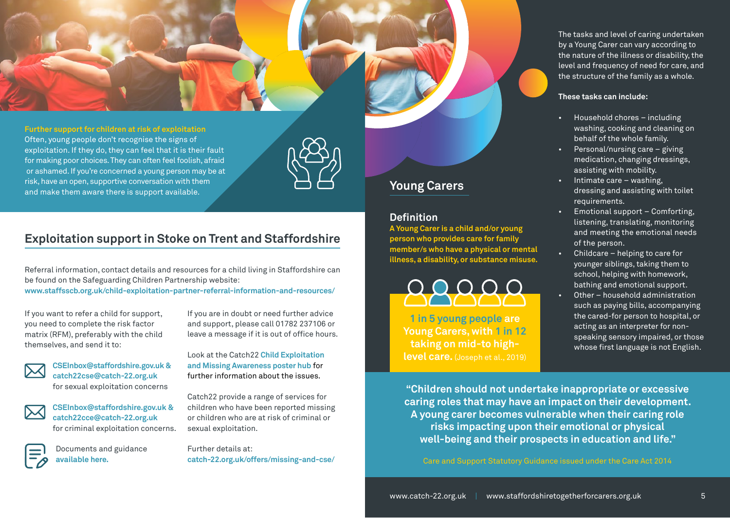**Further support for children at risk of exploitation**

Often, young people don't recognise the signs of exploitation. If they do, they can feel that it is their fault for making poor choices. They can often feel foolish, afraid or ashamed. If you're concerned a young person may be at risk, have an open, supportive conversation with them and make them aware there is support available.

## Exploitation support in Stoke on Trent and Staffordshire

Referral information, contact details and resources for a child living in Staffordshire can be found on the Safeguarding Children Partnership website: **www.staffsscb.org.uk/child-exploitation-partner-referral-information-and-resources/**

If you want to refer a child for support, you need to complete the risk factor matrix (RFM), preferably with the child themselves, and send it to:

**CSEInbox@staffordshire.gov.uk & catch22cse@catch-22.org.uk** for sexual exploitation concerns

**CSEInbox@staffordshire.gov.uk & catch22cce@catch-22.org.uk** for criminal exploitation concerns.

Documents and guidance **available here.**

If you are in doubt or need further advice and support, please call 01782 237106 or leave a message if it is out of office hours.

Look at the Catch22 **Child Exploitation and Missing Awareness poster hub** for further information about the issues.

Catch22 provide a range of services for children who have been reported missing or children who are at risk of criminal or sexual exploitation.

Further details at: **catch-22.org.uk/offers/missing-and-cse/**

## Young Carers

### Definition

**A Young Carer is a child and/or young person who provides care for family member/s who have a physical or mental illness, a disability, or substance misuse.**

**1 in 5 young people are Young Carers, with 1 in 12 taking on mid-to high-level care.** (Joseph et al., 2019)

The tasks and level of caring undertaken by a Young Carer can vary according to the nature of the illness or disability, the level and frequency of need for care, and the structure of the family as a whole.

**These tasks can include:**

- Household chores – including washing, cooking and cleaning on behalf of the whole family.
- Personal/nursing care – giving medication, changing dressings, assisting with mobility.
- Intimate care – washing, dressing and assisting with toilet requirements.
- Emotional support – Comforting, listening, translating, monitoring and meeting the emotional needs of the person.
- Childcare – helping to care for younger siblings, taking them to school, helping with homework, bathing and emotional support.
- Other – household administration such as paying bills, accompanying the cared-for person to hospital, or acting as an interpreter for non-speaking sensory impaired, or those whose first language is not English.

**"Children should not undertake inappropriate or excessive caring roles that may have an impact on their development. A young carer becomes vulnerable when their caring role risks impacting upon their emotional or physical well-being and their prospects in education and life."**

Care and Support Statutory Guidance issued under the Care Act 2014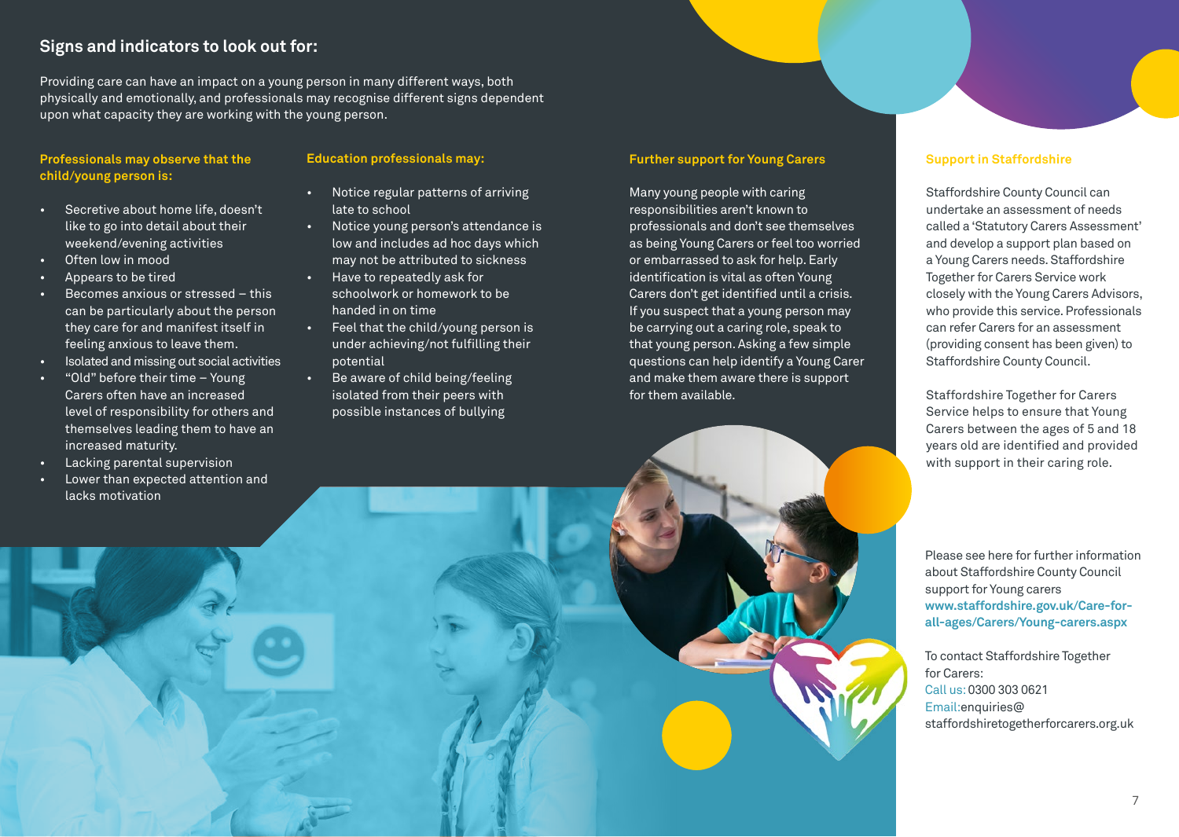## Signs and indicators to look out for:

Providing care can have an impact on a young person in many different ways, both physically and emotionally, and professionals may recognise different signs dependent upon what capacity they are working with the young person.

### Professionals may observe that the child/young person is:

- Secretive about home life, doesn't like to go into detail about their weekend/evening activities
- Often low in mood
- Appears to be tired
- Becomes anxious or stressed – this can be particularly about the person they care for and manifest itself in feeling anxious to leave them.
- Isolated and missing out social activities
- "Old" before their time – Young Carers often have an increased level of responsibility for others and themselves leading them to have an increased maturity.
- Lacking parental supervision
- Lower than expected attention and lacks motivation

### Education professionals may:

- Notice regular patterns of arriving late to school
- Notice young person's attendance is low and includes ad hoc days which may not be attributed to sickness
- Have to repeatedly ask for schoolwork or homework to be handed in on time
- Feel that the child/young person is under achieving/not fulfilling their potential
- Be aware of child being/feeling isolated from their peers with possible instances of bullying

### Further support for Young Carers

Many young people with caring responsibilities aren't known to professionals and don't see themselves as being Young Carers or feel too worried or embarrassed to ask for help. Early identification is vital as often Young Carers don't get identified until a crisis. If you suspect that a young person may be carrying out a caring role, speak to that young person. Asking a few simple questions can help identify a Young Carer and make them aware there is support for them available.

### Support in Staffordshire

Staffordshire County Council can undertake an assessment of needs called a 'Statutory Carers Assessment' and develop a support plan based on a Young Carers needs. Staffordshire Together for Carers Service work closely with the Young Carers Advisors, who provide this service. Professionals can refer Carers for an assessment (providing consent has been given) to Staffordshire County Council.

Staffordshire Together for Carers Service helps to ensure that Young Carers between the ages of 5 and 18 years old are identified and provided with support in their caring role.

Please see here for further information about Staffordshire County Council support for Young carers **www.staffordshire.gov.uk/Care-for-all-ages/Carers/Young-carers.aspx**

To contact Staffordshire Together for Carers:
Call us: 0300 303 0621
Email: enquiries@staffordshiretogetherforcarers.org.uk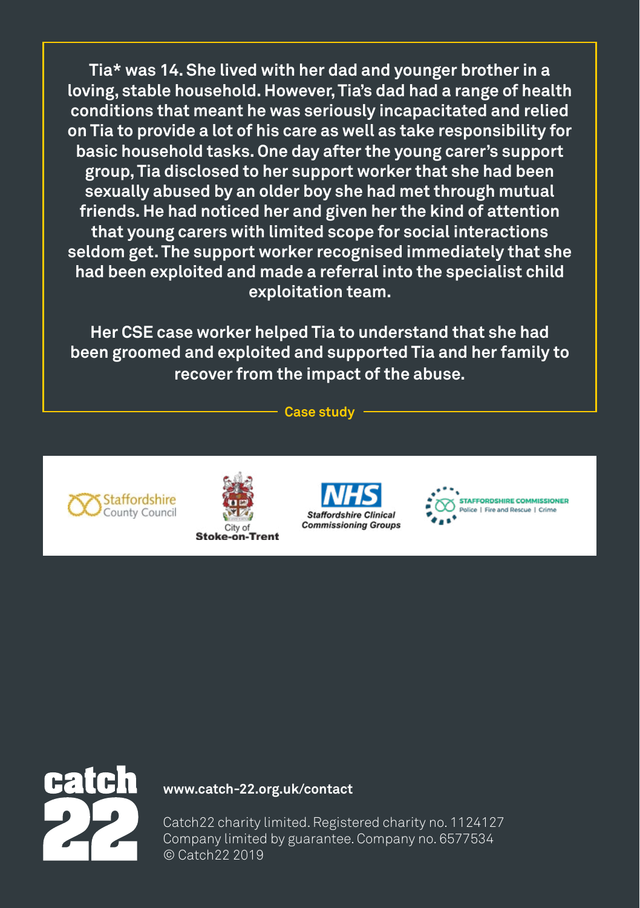**Tia* was 14. She lived with her dad and younger brother in a loving, stable household. However, Tia's dad had a range of health conditions that meant he was seriously incapacitated and relied on Tia to provide a lot of his care as well as take responsibility for basic household tasks. One day after the young carer's support group, Tia disclosed to her support worker that she had been sexually abused by an older boy she had met through mutual friends. He had noticed her and given her the kind of attention that young carers with limited scope for social interactions seldom get. The support worker recognised immediately that she had been exploited and made a referral into the specialist child exploitation team.**

**Her CSE case worker helped Tia to understand that she had been groomed and exploited and supported Tia and her family to recover from the impact of the abuse.**

**Case study**

Staffordshire County Council

City of Stoke-on-Trent

NHS Staffordshire Clinical Commissioning Groups

STAFFORDSHIRE COMMISSIONER Police | Fire and Rescue | Crime

catch22

**www.catch-22.org.uk/contact**

Catch22 charity limited. Registered charity no. 1124127
Company limited by guarantee. Company no. 6577534
© Catch22 2019